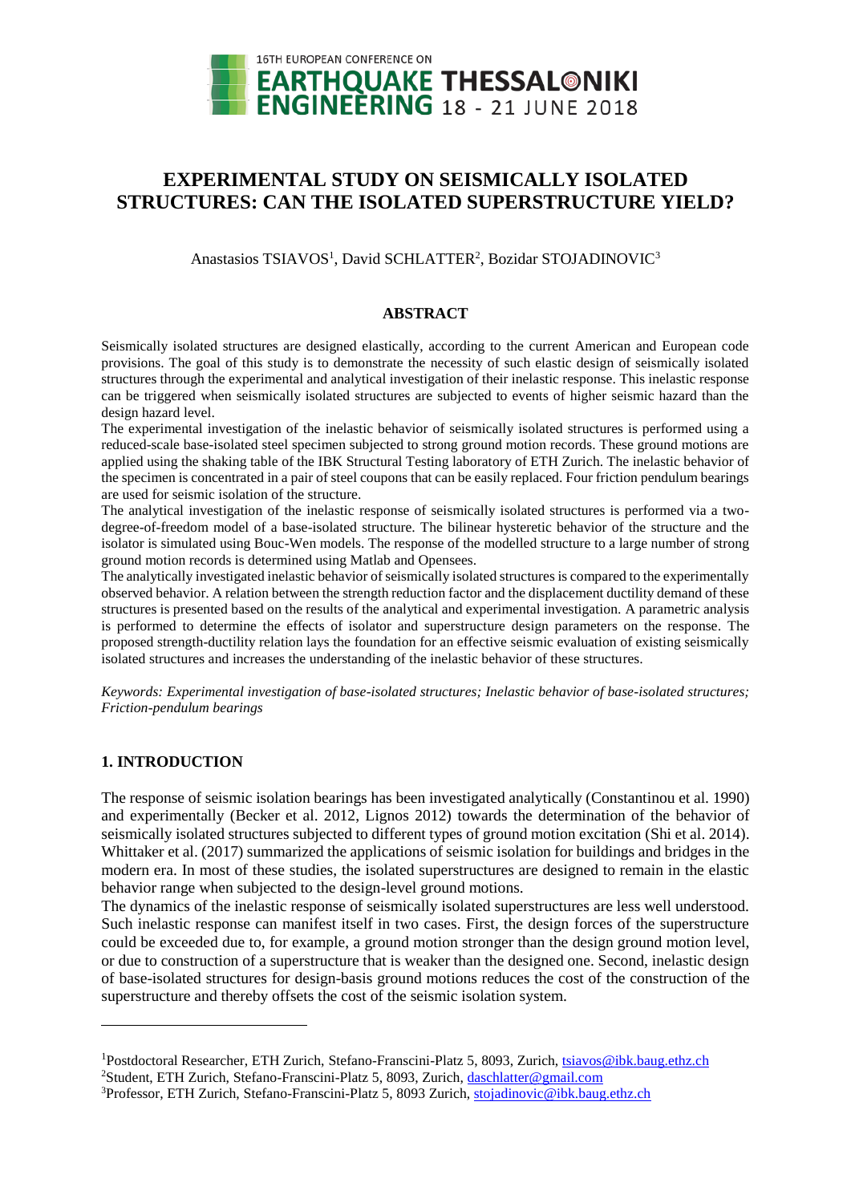# EXPERIMENTAL STUDY ON SEISMICALLY ISOLATED STRUCTURES: CAN THE ISOLATED SUPERSTRUCTURE YIELD?

Anastasios TSIAVOS[1], David SCHLATTER[2], Bozidar STOJADINOVIC[3]

## ABSTRACT

Seismically isolated structures are designed elastically, according to the current American and European code provisions. The goal of this study is to demonstrate the necessity of such elastic design of seismically isolated structures through the experimental and analytical investigation of their inelastic response. This inelastic response can be triggered when seismically isolated structures are subjected to events of higher seismic hazard than the design hazard level.

The experimental investigation of the inelastic behavior of seismically isolated structures is performed using a reduced-scale base-isolated steel specimen subjected to strong ground motion records. These ground motions are applied using the shaking table of the IBK Structural Testing laboratory of ETH Zurich. The inelastic behavior of the specimen is concentrated in a pair of steel coupons that can be easily replaced. Four friction pendulum bearings are used for seismic isolation of the structure.

The analytical investigation of the inelastic response of seismically isolated structures is performed via a two-degree-of-freedom model of a base-isolated structure. The bilinear hysteretic behavior of the structure and the isolator is simulated using Bouc-Wen models. The response of the modelled structure to a large number of strong ground motion records is determined using Matlab and Opensees.

The analytically investigated inelastic behavior of seismically isolated structures is compared to the experimentally observed behavior. A relation between the strength reduction factor and the displacement ductility demand of these structures is presented based on the results of the analytical and experimental investigation. A parametric analysis is performed to determine the effects of isolator and superstructure design parameters on the response. The proposed strength-ductility relation lays the foundation for an effective seismic evaluation of existing seismically isolated structures and increases the understanding of the inelastic behavior of these structures.

*Keywords: Experimental investigation of base-isolated structures; Inelastic behavior of base-isolated structures; Friction-pendulum bearings*

## 1. INTRODUCTION

The response of seismic isolation bearings has been investigated analytically (Constantinou et al. 1990) and experimentally (Becker et al. 2012, Lignos 2012) towards the determination of the behavior of seismically isolated structures subjected to different types of ground motion excitation (Shi et al. 2014). Whittaker et al. (2017) summarized the applications of seismic isolation for buildings and bridges in the modern era. In most of these studies, the isolated superstructures are designed to remain in the elastic behavior range when subjected to the design-level ground motions.

The dynamics of the inelastic response of seismically isolated superstructures are less well understood. Such inelastic response can manifest itself in two cases. First, the design forces of the superstructure could be exceeded due to, for example, a ground motion stronger than the design ground motion level, or due to construction of a superstructure that is weaker than the designed one. Second, inelastic design of base-isolated structures for design-basis ground motions reduces the cost of the construction of the superstructure and thereby offsets the cost of the seismic isolation system.

---

[1]Postdoctoral Researcher, ETH Zurich, Stefano-Franscini-Platz 5, 8093, Zurich, tsiavos@ibk.baug.ethz.ch

[2]Student, ETH Zurich, Stefano-Franscini-Platz 5, 8093, Zurich, daschlatter@gmail.com

[3]Professor, ETH Zurich, Stefano-Franscini-Platz 5, 8093 Zurich, stojadinovic@ibk.baug.ethz.ch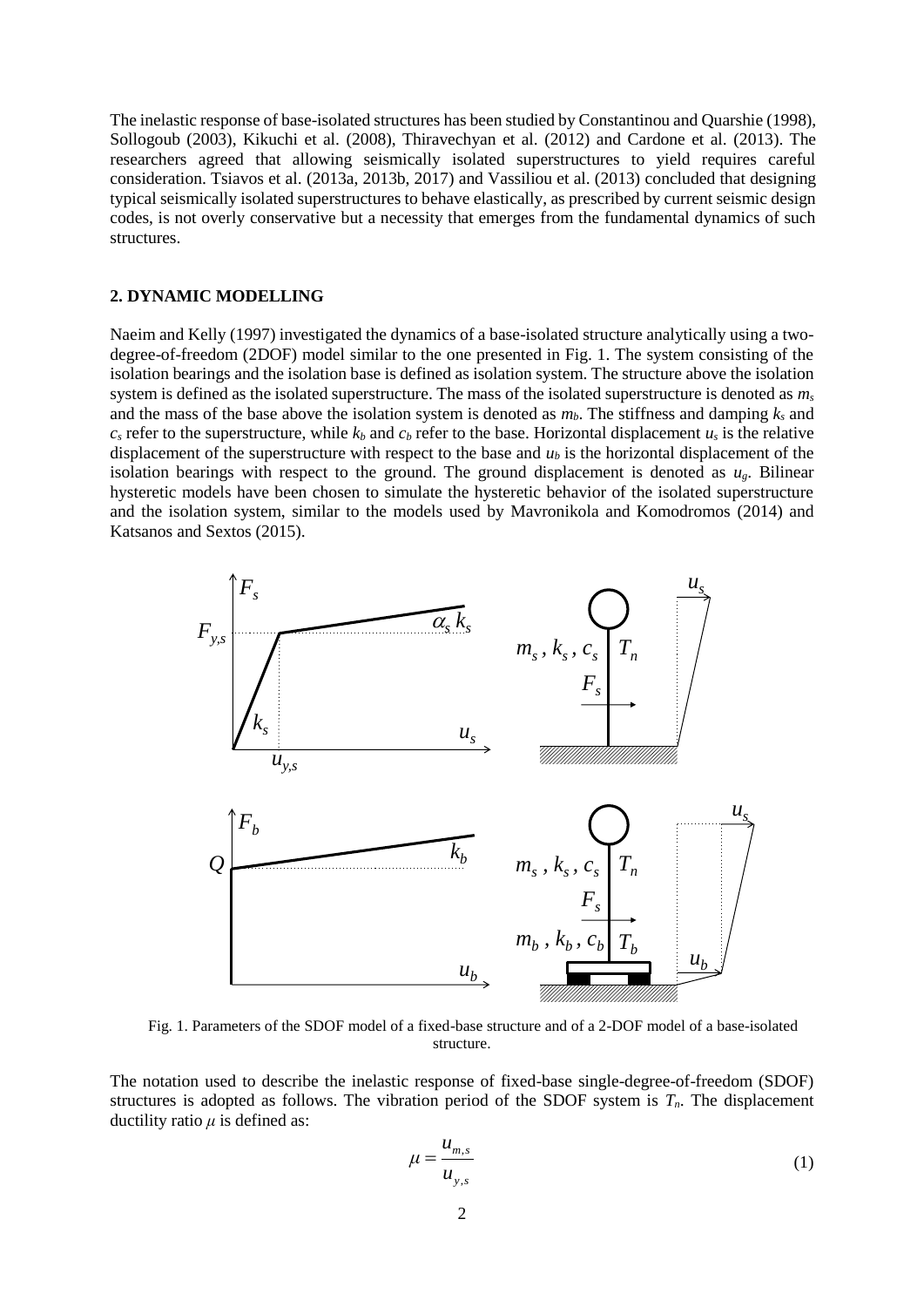The inelastic response of base-isolated structures has been studied by Constantinou and Quarshie (1998), Sollogoub (2003), Kikuchi et al. (2008), Thiravechyan et al. (2012) and Cardone et al. (2013). The researchers agreed that allowing seismically isolated superstructures to yield requires careful consideration. Tsiavos et al. (2013a, 2013b, 2017) and Vassiliou et al. (2013) concluded that designing typical seismically isolated superstructures to behave elastically, as prescribed by current seismic design codes, is not overly conservative but a necessity that emerges from the fundamental dynamics of such structures.

## 2. DYNAMIC MODELLING

Naeim and Kelly (1997) investigated the dynamics of a base-isolated structure analytically using a two-degree-of-freedom (2DOF) model similar to the one presented in Fig. 1. The system consisting of the isolation bearings and the isolation base is defined as isolation system. The structure above the isolation system is defined as the isolated superstructure. The mass of the isolated superstructure is denoted as $m_s$ and the mass of the base above the isolation system is denoted as $m_b$. The stiffness and damping $k_s$ and $c_s$ refer to the superstructure, while $k_b$ and $c_b$ refer to the base. Horizontal displacement $u_s$ is the relative displacement of the superstructure with respect to the base and $u_b$ is the horizontal displacement of the isolation bearings with respect to the ground. The ground displacement is denoted as $u_g$. Bilinear hysteretic models have been chosen to simulate the hysteretic behavior of the isolated superstructure and the isolation system, similar to the models used by Mavronikola and Komodromos (2014) and Katsanos and Sextos (2015).

Fig. 1. Parameters of the SDOF model of a fixed-base structure and of a 2-DOF model of a base-isolated structure.

The notation used to describe the inelastic response of fixed-base single-degree-of-freedom (SDOF) structures is adopted as follows. The vibration period of the SDOF system is $T_n$. The displacement ductility ratio $\mu$ is defined as:

$$\mu = \frac{u_{m,s}}{u_{y,s}} \tag{1}$$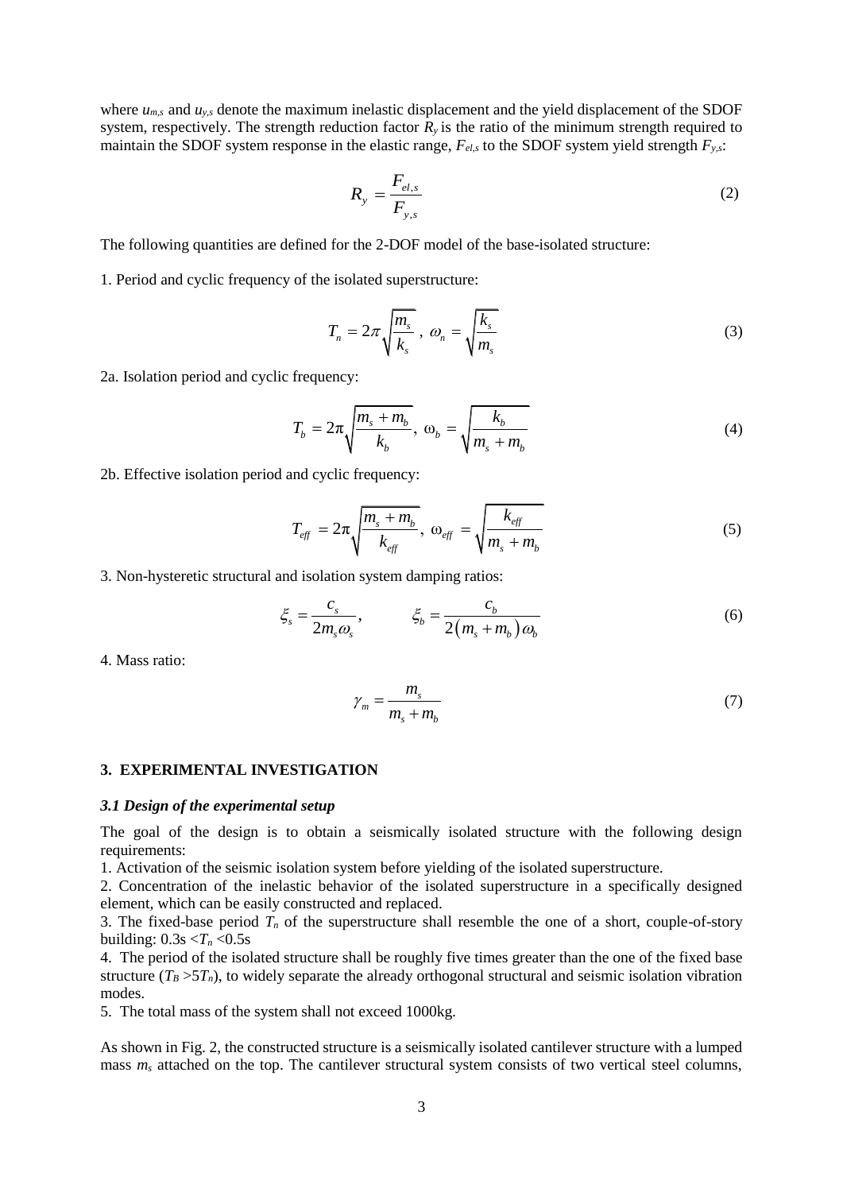where $u_{m,s}$ and $u_{y,s}$ denote the maximum inelastic displacement and the yield displacement of the SDOF system, respectively. The strength reduction factor $R_y$ is the ratio of the minimum strength required to maintain the SDOF system response in the elastic range, $F_{el,s}$ to the SDOF system yield strength $F_{y,s}$:

$$R_y = \frac{F_{el,s}}{F_{y,s}} \tag{2}$$

The following quantities are defined for the 2-DOF model of the base-isolated structure:

1. Period and cyclic frequency of the isolated superstructure:

$$T_n = 2\pi\sqrt{\frac{m_s}{k_s}}\,,\ \omega_n = \sqrt{\frac{k_s}{m_s}} \tag{3}$$

2a. Isolation period and cyclic frequency:

$$T_b = 2\pi\sqrt{\frac{m_s + m_b}{k_b}},\ \omega_b = \sqrt{\frac{k_b}{m_s + m_b}} \tag{4}$$

2b. Effective isolation period and cyclic frequency:

$$T_{eff} = 2\pi\sqrt{\frac{m_s + m_b}{k_{eff}}},\ \omega_{eff} = \sqrt{\frac{k_{eff}}{m_s + m_b}} \tag{5}$$

3. Non-hysteretic structural and isolation system damping ratios:

$$\xi_s = \frac{c_s}{2m_s\omega_s}, \qquad \xi_b = \frac{c_b}{2\left(m_s + m_b\right)\omega_b} \tag{6}$$

4. Mass ratio:

$$\gamma_m = \frac{m_s}{m_s + m_b} \tag{7}$$

## 3. EXPERIMENTAL INVESTIGATION

### *3.1 Design of the experimental setup*

The goal of the design is to obtain a seismically isolated structure with the following design requirements:

1. Activation of the seismic isolation system before yielding of the isolated superstructure.
2. Concentration of the inelastic behavior of the isolated superstructure in a specifically designed element, which can be easily constructed and replaced.
3. The fixed-base period $T_n$ of the superstructure shall resemble the one of a short, couple-of-story building: $0.3\text{s} < T_n < 0.5\text{s}$
4. The period of the isolated structure shall be roughly five times greater than the one of the fixed base structure ($T_B > 5T_n$), to widely separate the already orthogonal structural and seismic isolation vibration modes.
5. The total mass of the system shall not exceed 1000kg.

As shown in Fig. 2, the constructed structure is a seismically isolated cantilever structure with a lumped mass $m_s$ attached on the top. The cantilever structural system consists of two vertical steel columns,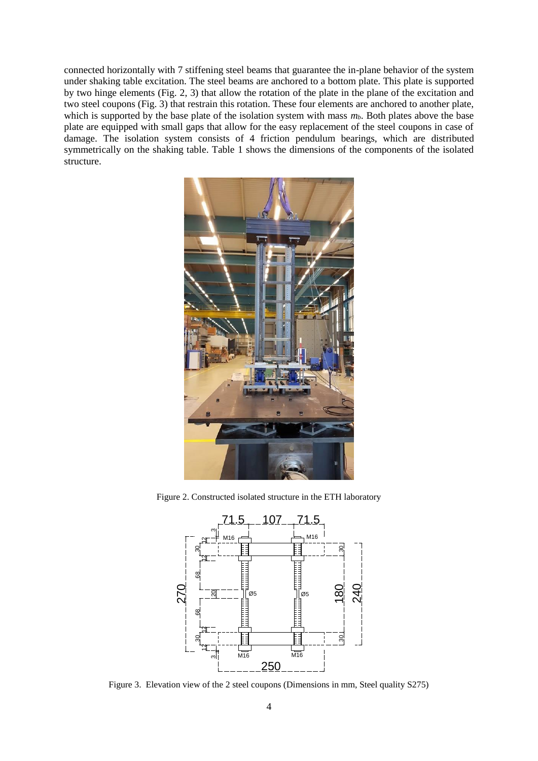connected horizontally with 7 stiffening steel beams that guarantee the in-plane behavior of the system under shaking table excitation. The steel beams are anchored to a bottom plate. This plate is supported by two hinge elements (Fig. 2, 3) that allow the rotation of the plate in the plane of the excitation and two steel coupons (Fig. 3) that restrain this rotation. These four elements are anchored to another plate, which is supported by the base plate of the isolation system with mass $m_b$. Both plates above the base plate are equipped with small gaps that allow for the easy replacement of the steel coupons in case of damage. The isolation system consists of 4 friction pendulum bearings, which are distributed symmetrically on the shaking table. Table 1 shows the dimensions of the components of the isolated structure.

Figure 2. Constructed isolated structure in the ETH laboratory

Figure 3. Elevation view of the 2 steel coupons (Dimensions in mm, Steel quality S275)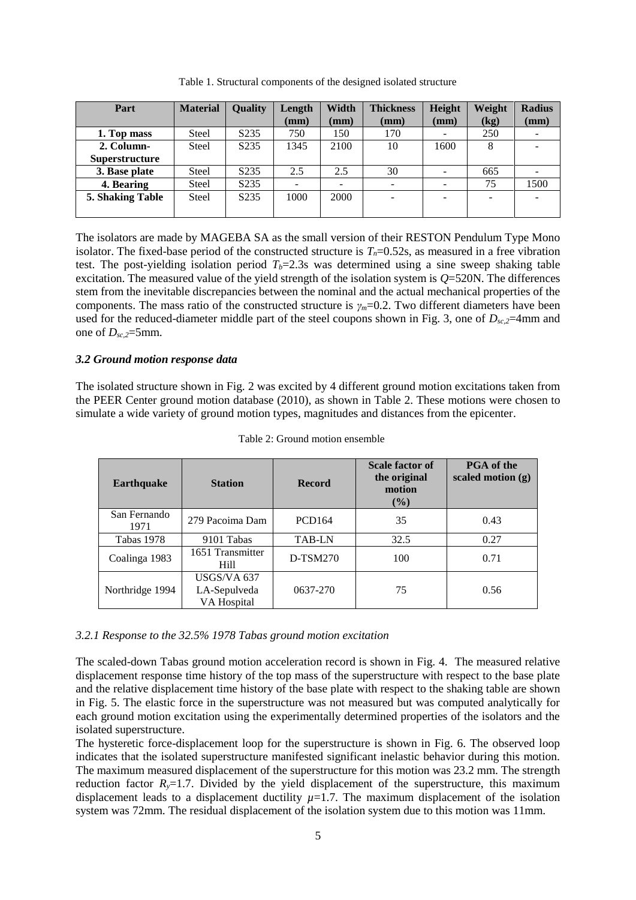Table 1. Structural components of the designed isolated structure

| Part | Material | Quality | Length (mm) | Width (mm) | Thickness (mm) | Height (mm) | Weight (kg) | Radius (mm) |
|---|---|---|---|---|---|---|---|---|
| **1. Top mass** | Steel | S235 | 750 | 150 | 170 | - | 250 | - |
| **2. Column-Superstructure** | Steel | S235 | 1345 | 2100 | 10 | 1600 | 8 | - |
| **3. Base plate** | Steel | S235 | 2.5 | 2.5 | 30 | - | 665 | - |
| **4. Bearing** | Steel | S235 | - | - | - | - | 75 | 1500 |
| **5. Shaking Table** | Steel | S235 | 1000 | 2000 | - | - | - | - |

The isolators are made by MAGEBA SA as the small version of their RESTON Pendulum Type Mono isolator. The fixed-base period of the constructed structure is $T_n$=0.52s, as measured in a free vibration test. The post-yielding isolation period $T_b$=2.3s was determined using a sine sweep shaking table excitation. The measured value of the yield strength of the isolation system is $Q$=520N. The differences stem from the inevitable discrepancies between the nominal and the actual mechanical properties of the components. The mass ratio of the constructed structure is $\gamma_m$=0.2. Two different diameters have been used for the reduced-diameter middle part of the steel coupons shown in Fig. 3, one of $D_{sc,2}$=4mm and one of $D_{sc,2}$=5mm.

### *3.2 Ground motion response data*

The isolated structure shown in Fig. 2 was excited by 4 different ground motion excitations taken from the PEER Center ground motion database (2010), as shown in Table 2. These motions were chosen to simulate a wide variety of ground motion types, magnitudes and distances from the epicenter.

Table 2: Ground motion ensemble

| Earthquake | Station | Record | Scale factor of the original motion (%) | PGA of the scaled motion (g) |
|---|---|---|---|---|
| San Fernando 1971 | 279 Pacoima Dam | PCD164 | 35 | 0.43 |
| Tabas 1978 | 9101 Tabas | TAB-LN | 32.5 | 0.27 |
| Coalinga 1983 | 1651 Transmitter Hill | D-TSM270 | 100 | 0.71 |
| Northridge 1994 | USGS/VA 637 LA-Sepulveda VA Hospital | 0637-270 | 75 | 0.56 |

#### *3.2.1 Response to the 32.5% 1978 Tabas ground motion excitation*

The scaled-down Tabas ground motion acceleration record is shown in Fig. 4. The measured relative displacement response time history of the top mass of the superstructure with respect to the base plate and the relative displacement time history of the base plate with respect to the shaking table are shown in Fig. 5. The elastic force in the superstructure was not measured but was computed analytically for each ground motion excitation using the experimentally determined properties of the isolators and the isolated superstructure.

The hysteretic force-displacement loop for the superstructure is shown in Fig. 6. The observed loop indicates that the isolated superstructure manifested significant inelastic behavior during this motion. The maximum measured displacement of the superstructure for this motion was 23.2 mm. The strength reduction factor $R_y$=1.7. Divided by the yield displacement of the superstructure, this maximum displacement leads to a displacement ductility $\mu$=1.7. The maximum displacement of the isolation system was 72mm. The residual displacement of the isolation system due to this motion was 11mm.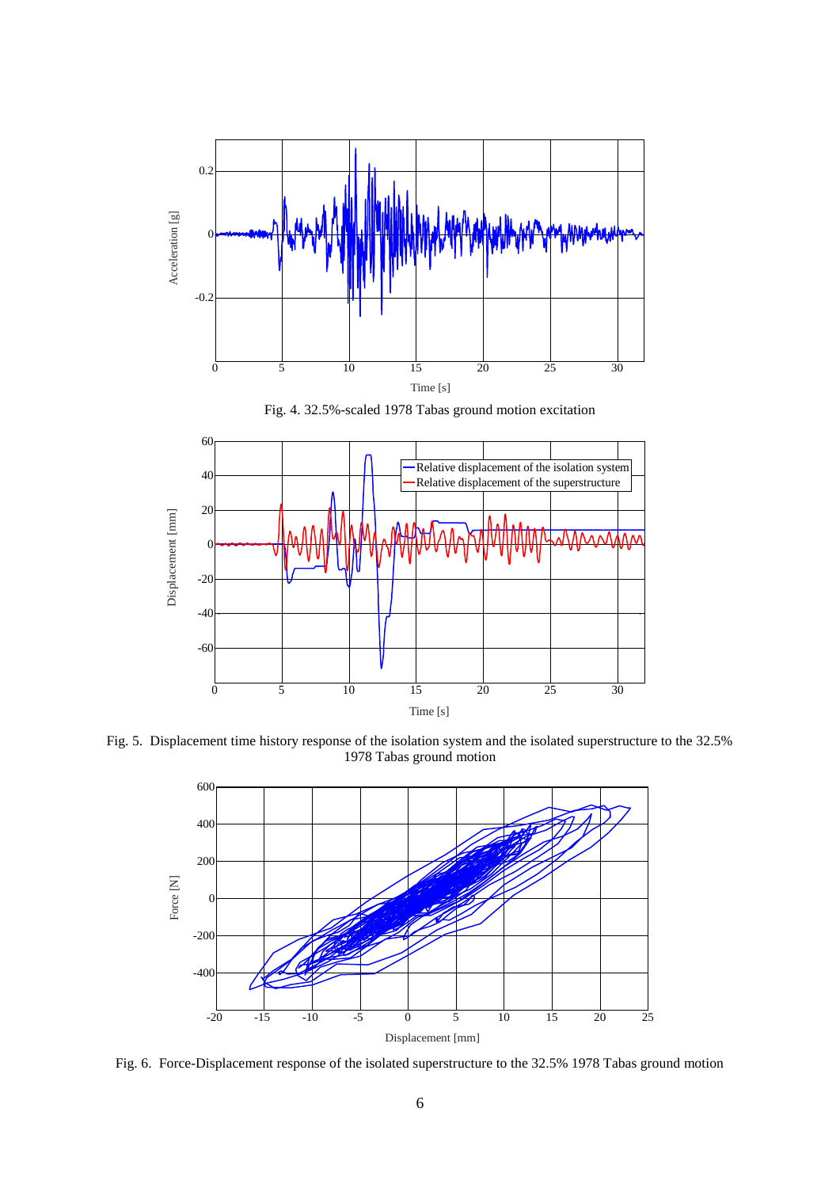Fig. 4. 32.5%-scaled 1978 Tabas ground motion excitation

Fig. 5. Displacement time history response of the isolation system and the isolated superstructure to the 32.5% 1978 Tabas ground motion

Fig. 6. Force-Displacement response of the isolated superstructure to the 32.5% 1978 Tabas ground motion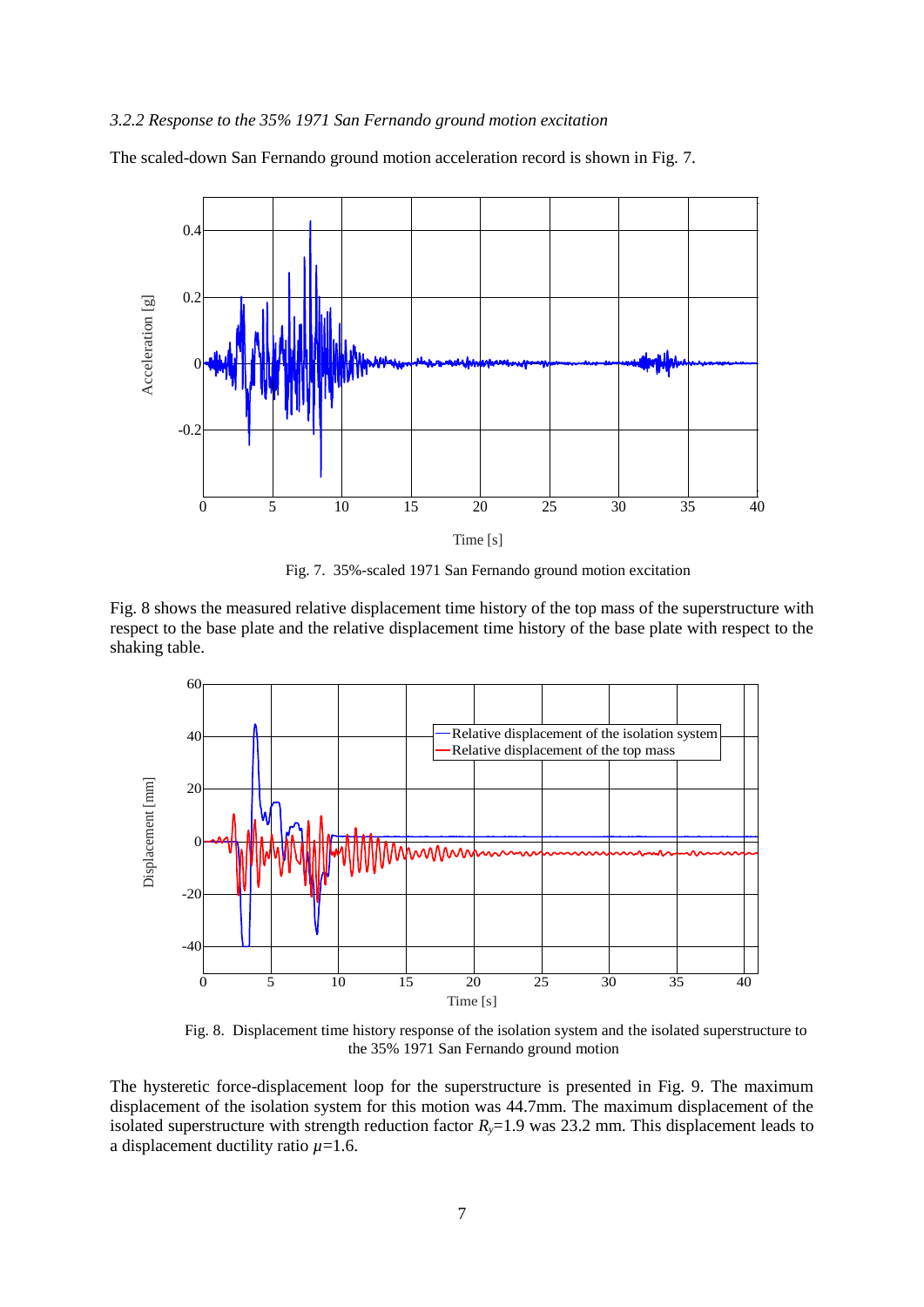*3.2.2 Response to the 35% 1971 San Fernando ground motion excitation*

The scaled-down San Fernando ground motion acceleration record is shown in Fig. 7.

Fig. 7. 35%-scaled 1971 San Fernando ground motion excitation

Fig. 8 shows the measured relative displacement time history of the top mass of the superstructure with respect to the base plate and the relative displacement time history of the base plate with respect to the shaking table.

Fig. 8. Displacement time history response of the isolation system and the isolated superstructure to the 35% 1971 San Fernando ground motion

The hysteretic force-displacement loop for the superstructure is presented in Fig. 9. The maximum displacement of the isolation system for this motion was 44.7mm. The maximum displacement of the isolated superstructure with strength reduction factor $R_y$=1.9 was 23.2 mm. This displacement leads to a displacement ductility ratio $\mu$=1.6.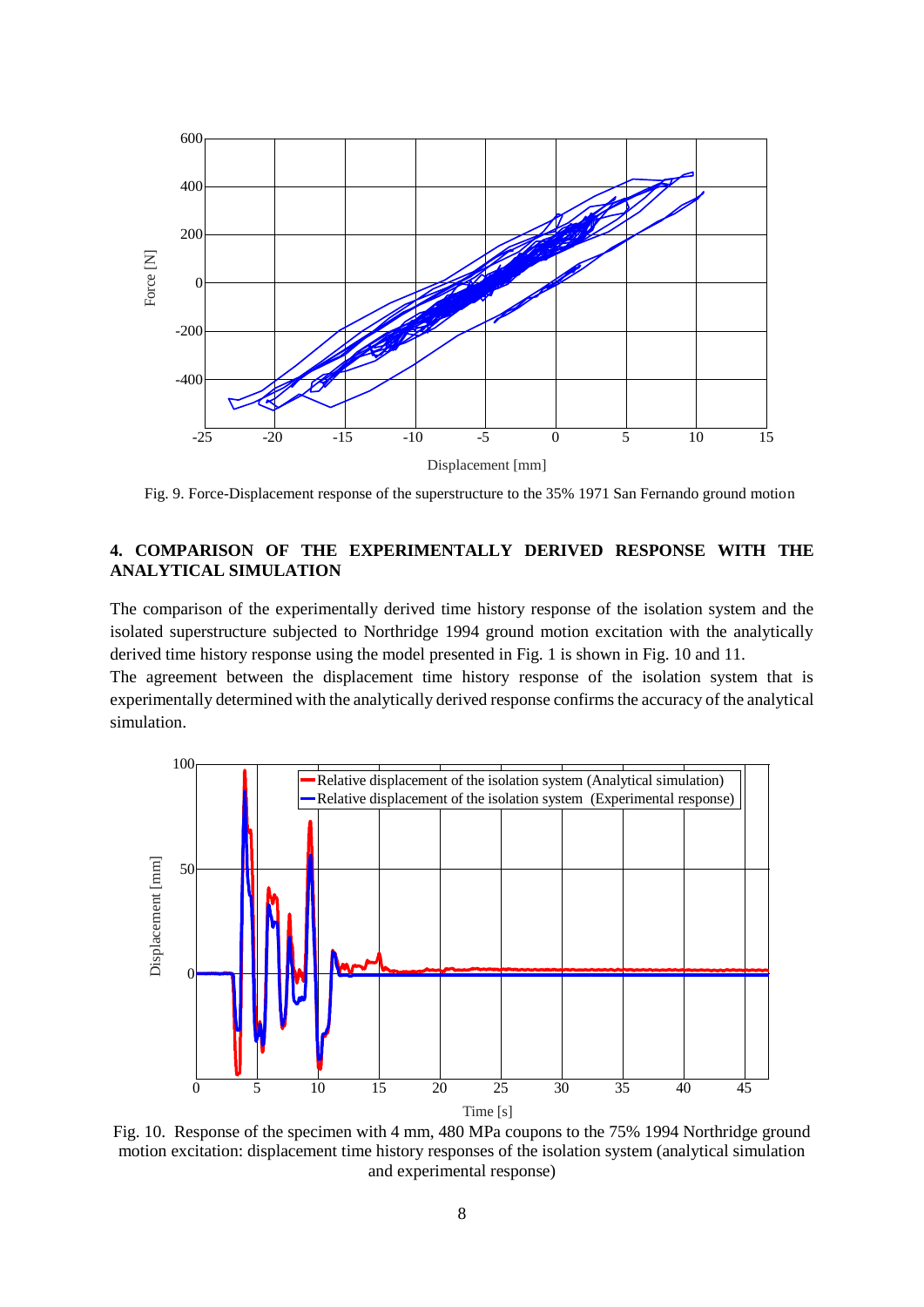Fig. 9. Force-Displacement response of the superstructure to the 35% 1971 San Fernando ground motion

## 4. COMPARISON OF THE EXPERIMENTALLY DERIVED RESPONSE WITH THE ANALYTICAL SIMULATION

The comparison of the experimentally derived time history response of the isolation system and the isolated superstructure subjected to Northridge 1994 ground motion excitation with the analytically derived time history response using the model presented in Fig. 1 is shown in Fig. 10 and 11.

The agreement between the displacement time history response of the isolation system that is experimentally determined with the analytically derived response confirms the accuracy of the analytical simulation.

Fig. 10. Response of the specimen with 4 mm, 480 MPa coupons to the 75% 1994 Northridge ground motion excitation: displacement time history responses of the isolation system (analytical simulation and experimental response)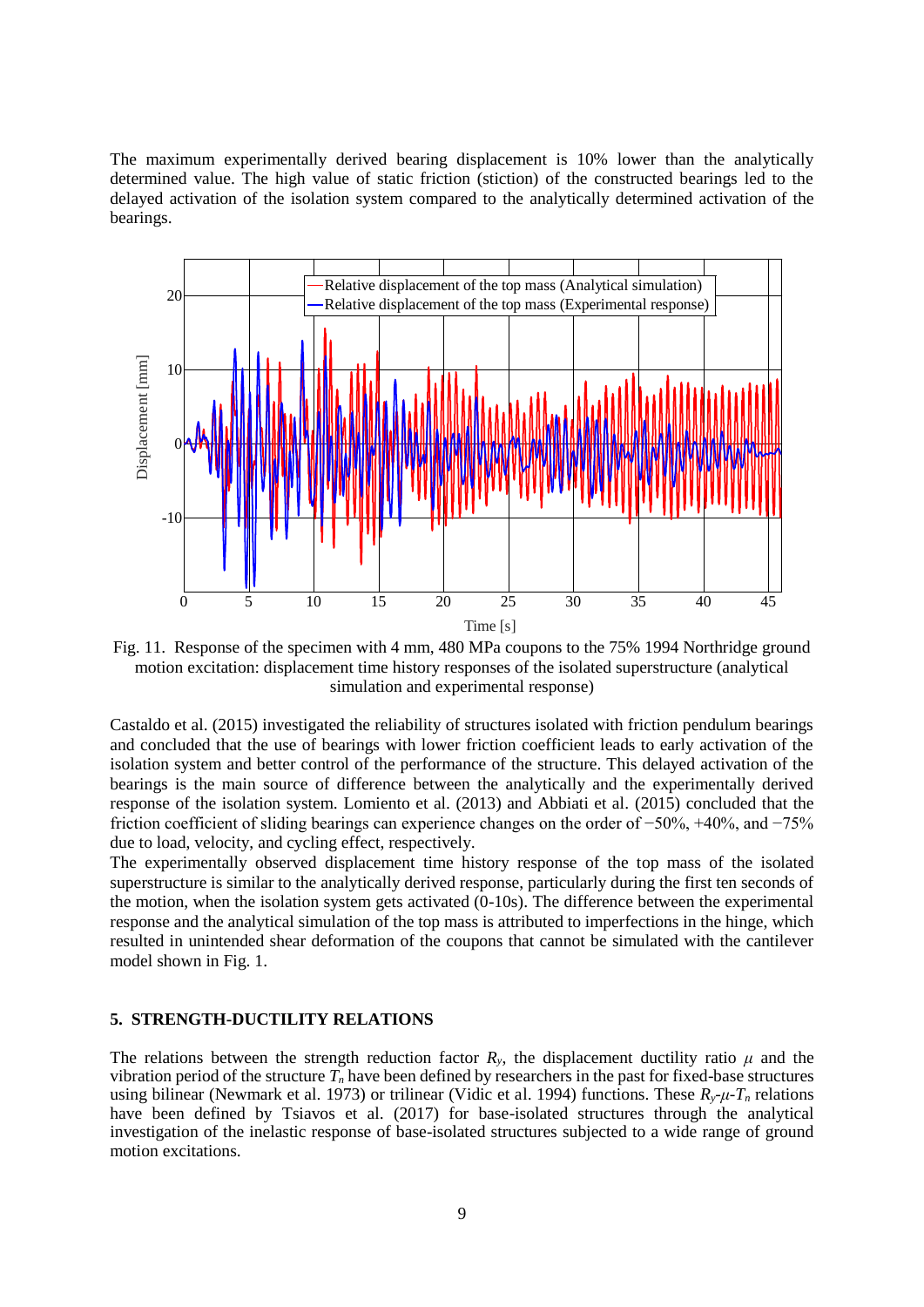The maximum experimentally derived bearing displacement is 10% lower than the analytically determined value. The high value of static friction (stiction) of the constructed bearings led to the delayed activation of the isolation system compared to the analytically determined activation of the bearings.

Fig. 11. Response of the specimen with 4 mm, 480 MPa coupons to the 75% 1994 Northridge ground motion excitation: displacement time history responses of the isolated superstructure (analytical simulation and experimental response)

Castaldo et al. (2015) investigated the reliability of structures isolated with friction pendulum bearings and concluded that the use of bearings with lower friction coefficient leads to early activation of the isolation system and better control of the performance of the structure. This delayed activation of the bearings is the main source of difference between the analytically and the experimentally derived response of the isolation system. Lomiento et al. (2013) and Abbiati et al. (2015) concluded that the friction coefficient of sliding bearings can experience changes on the order of −50%, +40%, and −75% due to load, velocity, and cycling effect, respectively.

The experimentally observed displacement time history response of the top mass of the isolated superstructure is similar to the analytically derived response, particularly during the first ten seconds of the motion, when the isolation system gets activated (0-10s). The difference between the experimental response and the analytical simulation of the top mass is attributed to imperfections in the hinge, which resulted in unintended shear deformation of the coupons that cannot be simulated with the cantilever model shown in Fig. 1.

## 5. STRENGTH-DUCTILITY RELATIONS

The relations between the strength reduction factor $R_y$, the displacement ductility ratio $\mu$ and the vibration period of the structure $T_n$ have been defined by researchers in the past for fixed-base structures using bilinear (Newmark et al. 1973) or trilinear (Vidic et al. 1994) functions. These $R_y$-$\mu$-$T_n$ relations have been defined by Tsiavos et al. (2017) for base-isolated structures through the analytical investigation of the inelastic response of base-isolated structures subjected to a wide range of ground motion excitations.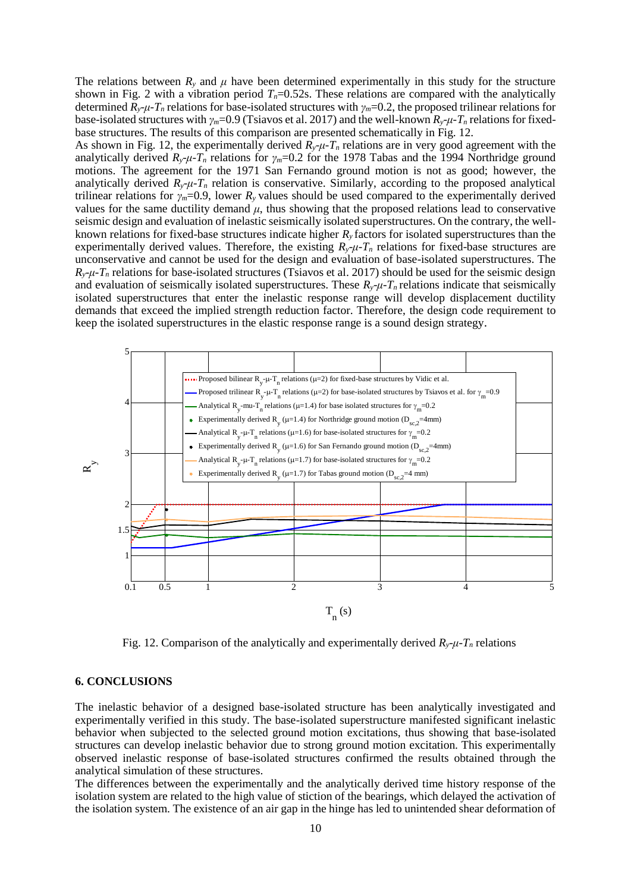The relations between $R_y$ and $\mu$ have been determined experimentally in this study for the structure shown in Fig. 2 with a vibration period $T_n$=0.52s. These relations are compared with the analytically determined $R_y$-$\mu$-$T_n$ relations for base-isolated structures with $\gamma_m$=0.2, the proposed trilinear relations for base-isolated structures with $\gamma_m$=0.9 (Tsiavos et al. 2017) and the well-known $R_y$-$\mu$-$T_n$ relations for fixed-base structures. The results of this comparison are presented schematically in Fig. 12.

As shown in Fig. 12, the experimentally derived $R_y$-$\mu$-$T_n$ relations are in very good agreement with the analytically derived $R_y$-$\mu$-$T_n$ relations for $\gamma_m$=0.2 for the 1978 Tabas and the 1994 Northridge ground motions. The agreement for the 1971 San Fernando ground motion is not as good; however, the analytically derived $R_y$-$\mu$-$T_n$ relation is conservative. Similarly, according to the proposed analytical trilinear relations for $\gamma_m$=0.9, lower $R_y$ values should be used compared to the experimentally derived values for the same ductility demand $\mu$, thus showing that the proposed relations lead to conservative seismic design and evaluation of inelastic seismically isolated superstructures. On the contrary, the well-known relations for fixed-base structures indicate higher $R_y$ factors for isolated superstructures than the experimentally derived values. Therefore, the existing $R_y$-$\mu$-$T_n$ relations for fixed-base structures are unconservative and cannot be used for the design and evaluation of base-isolated superstructures. The $R_y$-$\mu$-$T_n$ relations for base-isolated structures (Tsiavos et al. 2017) should be used for the seismic design and evaluation of seismically isolated superstructures. These $R_y$-$\mu$-$T_n$ relations indicate that seismically isolated superstructures that enter the inelastic response range will develop displacement ductility demands that exceed the implied strength reduction factor. Therefore, the design code requirement to keep the isolated superstructures in the elastic response range is a sound design strategy.

Fig. 12. Comparison of the analytically and experimentally derived $R_y$-$\mu$-$T_n$ relations

## 6. CONCLUSIONS

The inelastic behavior of a designed base-isolated structure has been analytically investigated and experimentally verified in this study. The base-isolated superstructure manifested significant inelastic behavior when subjected to the selected ground motion excitations, thus showing that base-isolated structures can develop inelastic behavior due to strong ground motion excitation. This experimentally observed inelastic response of base-isolated structures confirmed the results obtained through the analytical simulation of these structures.

The differences between the experimentally and the analytically derived time history response of the isolation system are related to the high value of stiction of the bearings, which delayed the activation of the isolation system. The existence of an air gap in the hinge has led to unintended shear deformation of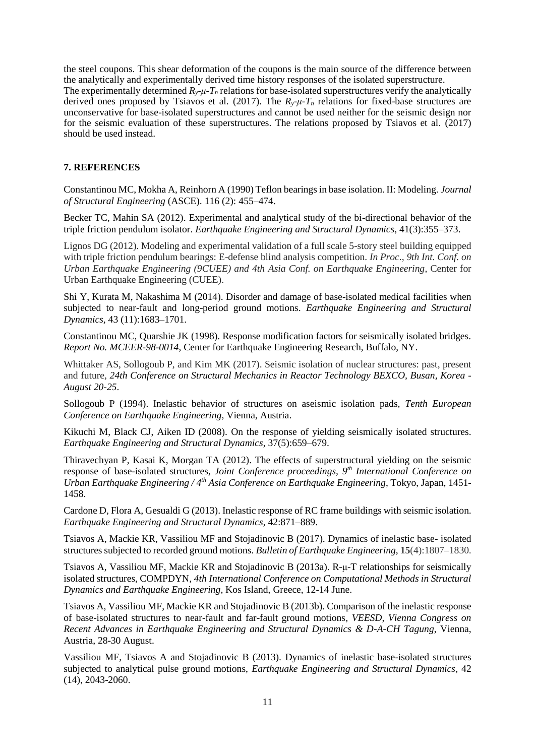the steel coupons. This shear deformation of the coupons is the main source of the difference between the analytically and experimentally derived time history responses of the isolated superstructure.
The experimentally determined $R_y$-$\mu$-$T_n$ relations for base-isolated superstructures verify the analytically derived ones proposed by Tsiavos et al. (2017). The $R_y$-$\mu$-$T_n$ relations for fixed-base structures are unconservative for base-isolated superstructures and cannot be used neither for the seismic design nor for the seismic evaluation of these superstructures. The relations proposed by Tsiavos et al. (2017) should be used instead.

## 7. REFERENCES

Constantinou MC, Mokha A, Reinhorn A (1990) Teflon bearings in base isolation. II: Modeling. *Journal of Structural Engineering* (ASCE). 116 (2): 455–474.

Becker TC, Mahin SA (2012). Experimental and analytical study of the bi-directional behavior of the triple friction pendulum isolator. *Earthquake Engineering and Structural Dynamics*, 41(3):355–373.

Lignos DG (2012). Modeling and experimental validation of a full scale 5-story steel building equipped with triple friction pendulum bearings: E-defense blind analysis competition. *In Proc., 9th Int. Conf. on Urban Earthquake Engineering (9CUEE) and 4th Asia Conf. on Earthquake Engineering*, Center for Urban Earthquake Engineering (CUEE).

Shi Y, Kurata M, Nakashima M (2014). Disorder and damage of base-isolated medical facilities when subjected to near-fault and long-period ground motions. *Earthquake Engineering and Structural Dynamics*, 43 (11):1683–1701.

Constantinou MC, Quarshie JK (1998). Response modification factors for seismically isolated bridges. *Report No. MCEER-98-0014*, Center for Earthquake Engineering Research, Buffalo, NY.

Whittaker AS, Sollogoub P, and Kim MK (2017). Seismic isolation of nuclear structures: past, present and future, *24th Conference on Structural Mechanics in Reactor Technology BEXCO, Busan, Korea - August 20-25*.

Sollogoub P (1994). Inelastic behavior of structures on aseismic isolation pads, *Tenth European Conference on Earthquake Engineering*, Vienna, Austria.

Kikuchi M, Black CJ, Aiken ID (2008). On the response of yielding seismically isolated structures. *Earthquake Engineering and Structural Dynamics*, 37(5):659–679.

Thiravechyan P, Kasai K, Morgan TA (2012). The effects of superstructural yielding on the seismic response of base-isolated structures, *Joint Conference proceedings, 9th International Conference on Urban Earthquake Engineering / 4th Asia Conference on Earthquake Engineering*, Tokyo, Japan, 1451-1458.

Cardone D, Flora A, Gesualdi G (2013). Inelastic response of RC frame buildings with seismic isolation. *Earthquake Engineering and Structural Dynamics*, 42:871–889.

Tsiavos A, Mackie KR, Vassiliou MF and Stojadinovic B (2017). Dynamics of inelastic base- isolated structures subjected to recorded ground motions. *Bulletin of Earthquake Engineering*, **15**(4):1807–1830.

Tsiavos A, Vassiliou MF, Mackie KR and Stojadinovic B (2013a). R-μ-T relationships for seismically isolated structures, COMPDYN, *4th International Conference on Computational Methods in Structural Dynamics and Earthquake Engineering*, Kos Island, Greece, 12-14 June.

Tsiavos A, Vassiliou MF, Mackie KR and Stojadinovic B (2013b). Comparison of the inelastic response of base-isolated structures to near-fault and far-fault ground motions, *VEESD, Vienna Congress on Recent Advances in Earthquake Engineering and Structural Dynamics & D-A-CH Tagung*, Vienna, Austria, 28-30 August.

Vassiliou MF, Tsiavos A and Stojadinovic B (2013). Dynamics of inelastic base-isolated structures subjected to analytical pulse ground motions, *Earthquake Engineering and Structural Dynamics*, 42 (14), 2043-2060.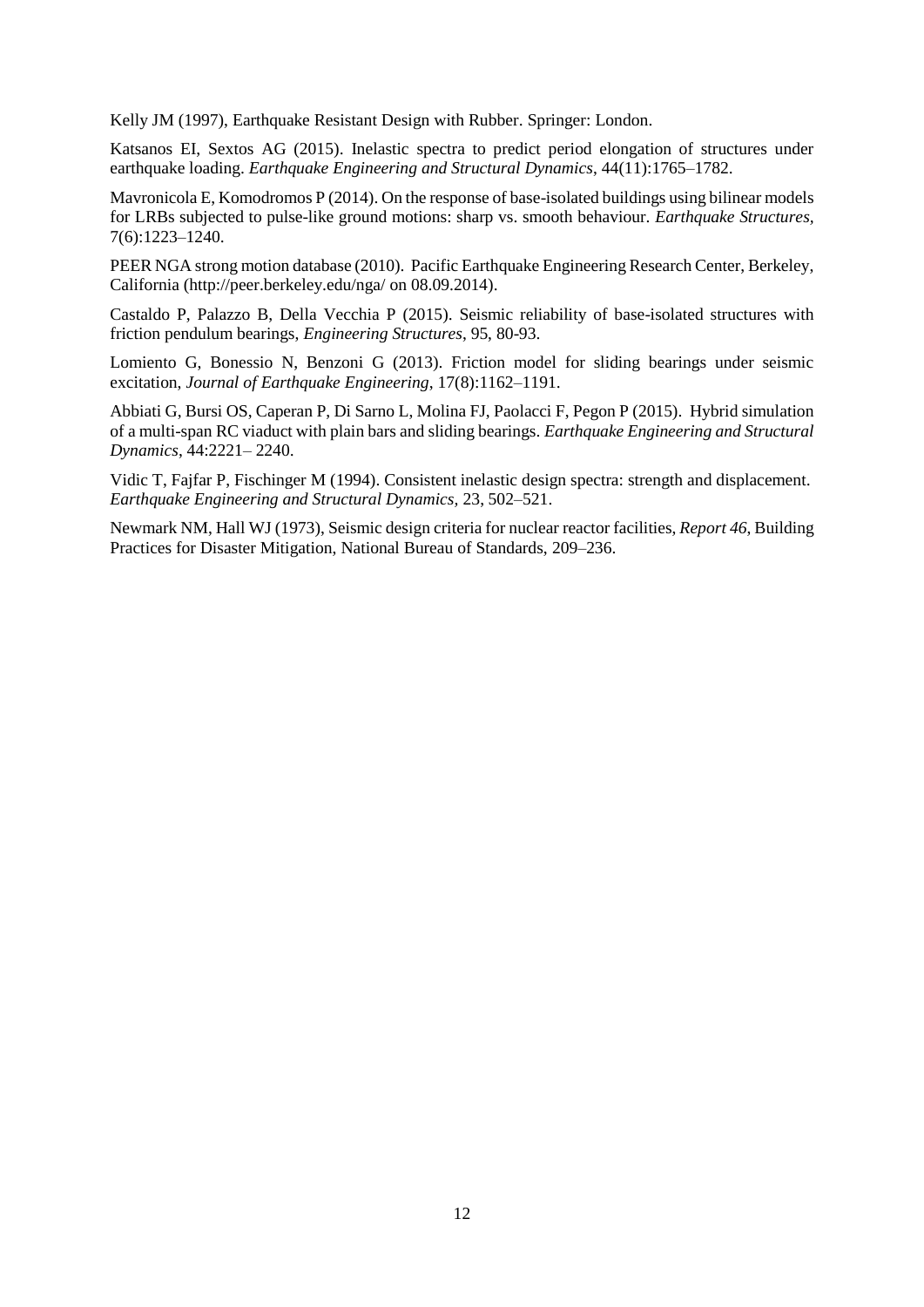Kelly JM (1997), Earthquake Resistant Design with Rubber. Springer: London.

Katsanos EI, Sextos AG (2015). Inelastic spectra to predict period elongation of structures under earthquake loading. *Earthquake Engineering and Structural Dynamics*, 44(11):1765–1782.

Mavronicola E, Komodromos P (2014). On the response of base-isolated buildings using bilinear models for LRBs subjected to pulse-like ground motions: sharp vs. smooth behaviour. *Earthquake Structures,* 7(6):1223–1240.

PEER NGA strong motion database (2010). Pacific Earthquake Engineering Research Center, Berkeley, California (http://peer.berkeley.edu/nga/ on 08.09.2014).

Castaldo P, Palazzo B, Della Vecchia P (2015). Seismic reliability of base-isolated structures with friction pendulum bearings, *Engineering Structures*, 95, 80-93.

Lomiento G, Bonessio N, Benzoni G (2013). Friction model for sliding bearings under seismic excitation, *Journal of Earthquake Engineering*, 17(8):1162–1191.

Abbiati G, Bursi OS, Caperan P, Di Sarno L, Molina FJ, Paolacci F, Pegon P (2015). Hybrid simulation of a multi-span RC viaduct with plain bars and sliding bearings. *Earthquake Engineering and Structural Dynamics*, 44:2221– 2240.

Vidic T, Fajfar P, Fischinger M (1994). Consistent inelastic design spectra: strength and displacement. *Earthquake Engineering and Structural Dynamics,* 23, 502–521.

Newmark NM, Hall WJ (1973), Seismic design criteria for nuclear reactor facilities, *Report 46*, Building Practices for Disaster Mitigation, National Bureau of Standards, 209–236.